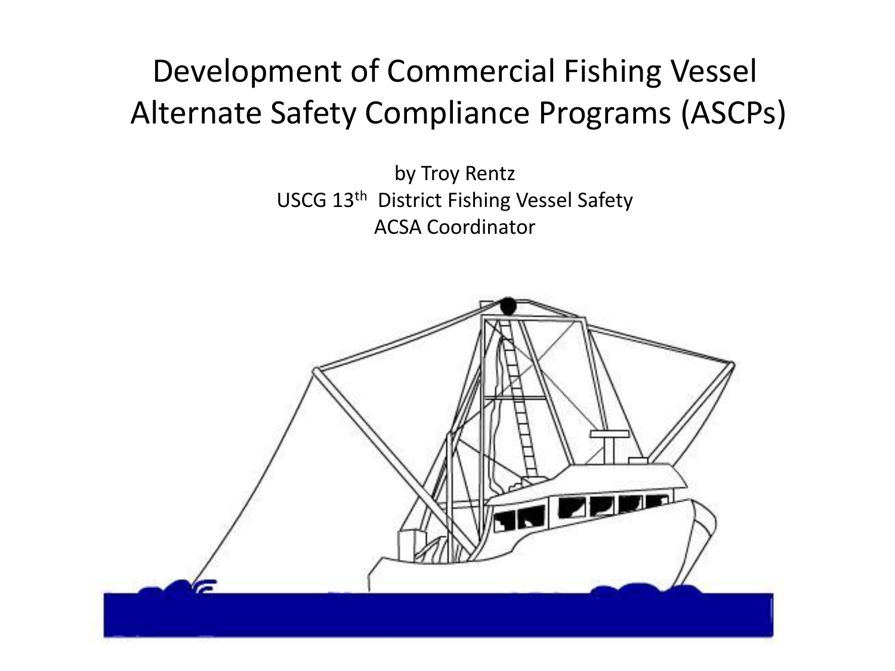# Development of Commercial Fishing Vessel Alternate Safety Compliance Programs (ASCPs)

by Troy Rentz

USCG 13th District Fishing Vessel Safety

ACSA Coordinator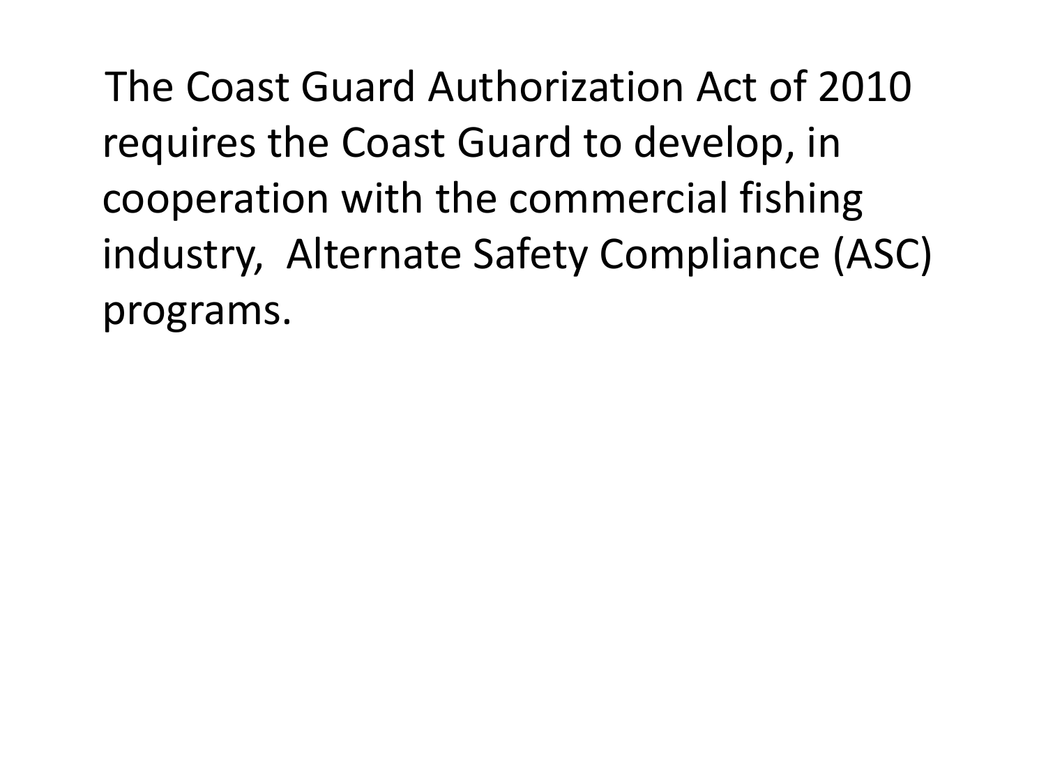The Coast Guard Authorization Act of 2010 requires the Coast Guard to develop, in cooperation with the commercial fishing industry, Alternate Safety Compliance (ASC) programs.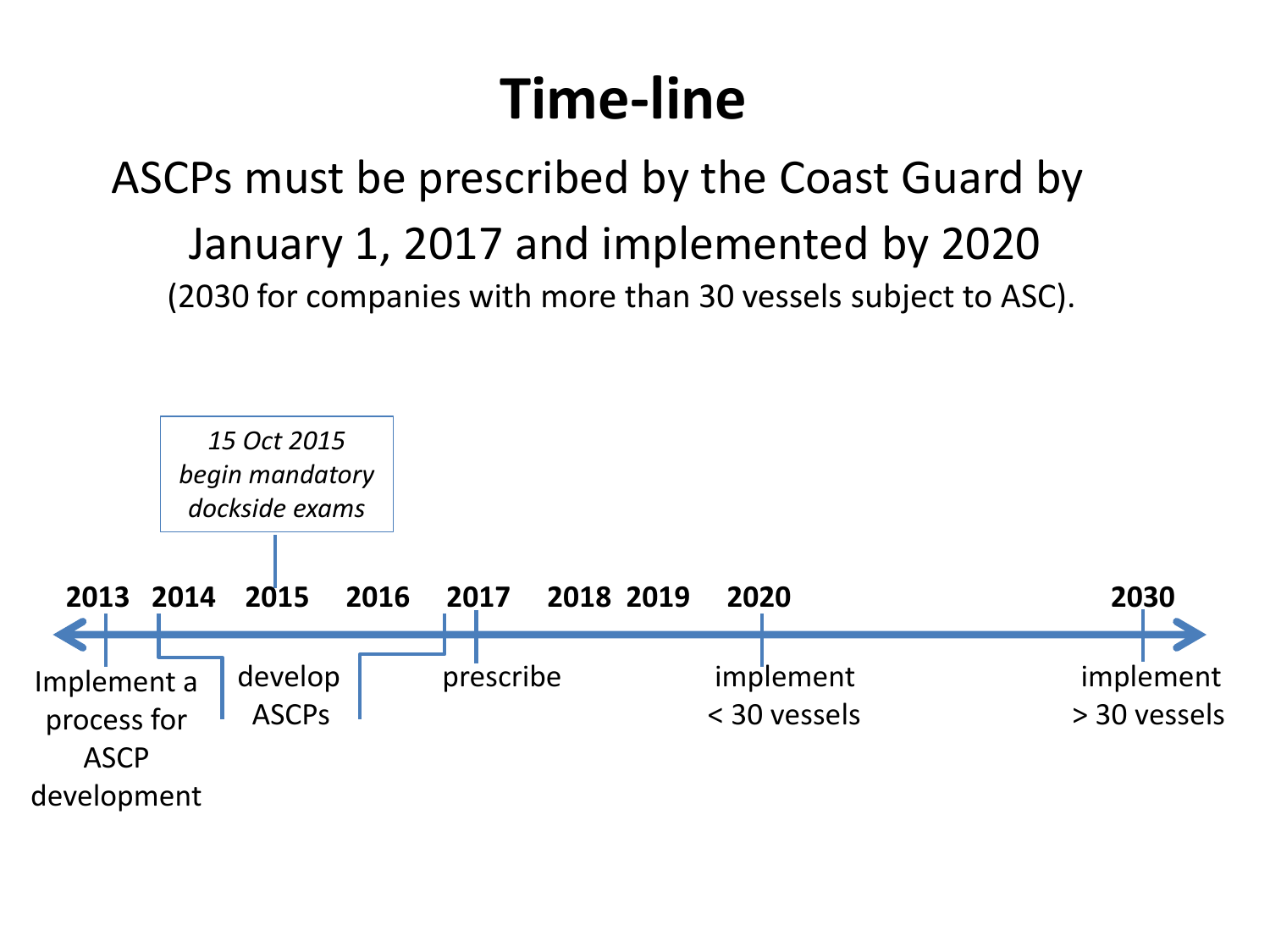# Time-line

ASCPs must be prescribed by the Coast Guard by January 1, 2017 and implemented by 2020

(2030 for companies with more than 30 vessels subject to ASC).

*15 Oct 2015 begin mandatory dockside exams*

| Year | Milestone |
| --- | --- |
| 2013 | Implement a process for ASCP development |
| 2014 | develop ASCPs |
| 2015 | develop ASCPs; *15 Oct 2015 begin mandatory dockside exams* |
| 2016 | develop ASCPs |
| 2017 | prescribe |
| 2018 | |
| 2019 | |
| 2020 | implement < 30 vessels |
| 2030 | implement > 30 vessels |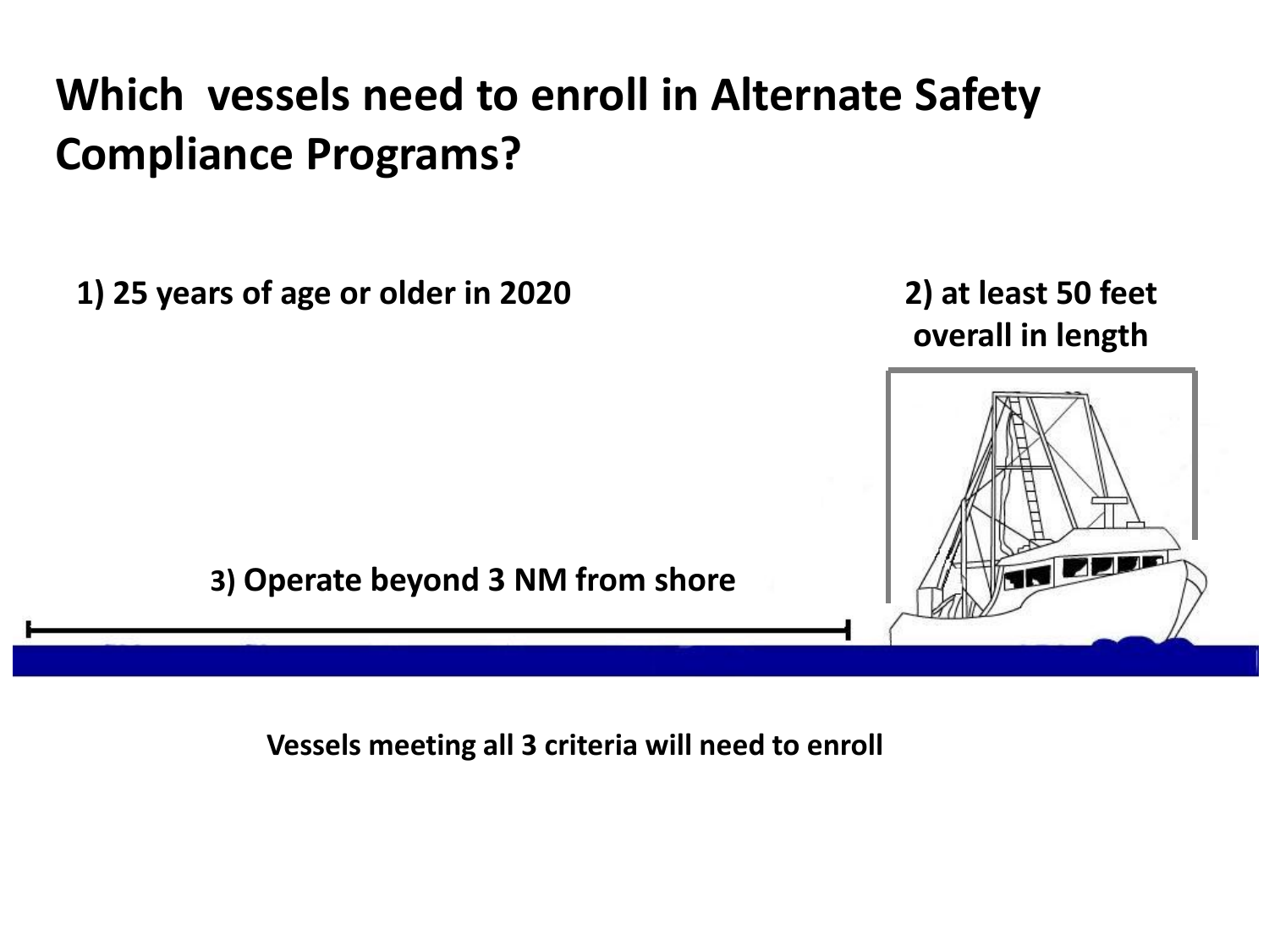# Which vessels need to enroll in Alternate Safety Compliance Programs?

**1) 25 years of age or older in 2020**

**2) at least 50 feet overall in length**

**3) Operate beyond 3 NM from shore**

**Vessels meeting all 3 criteria will need to enroll**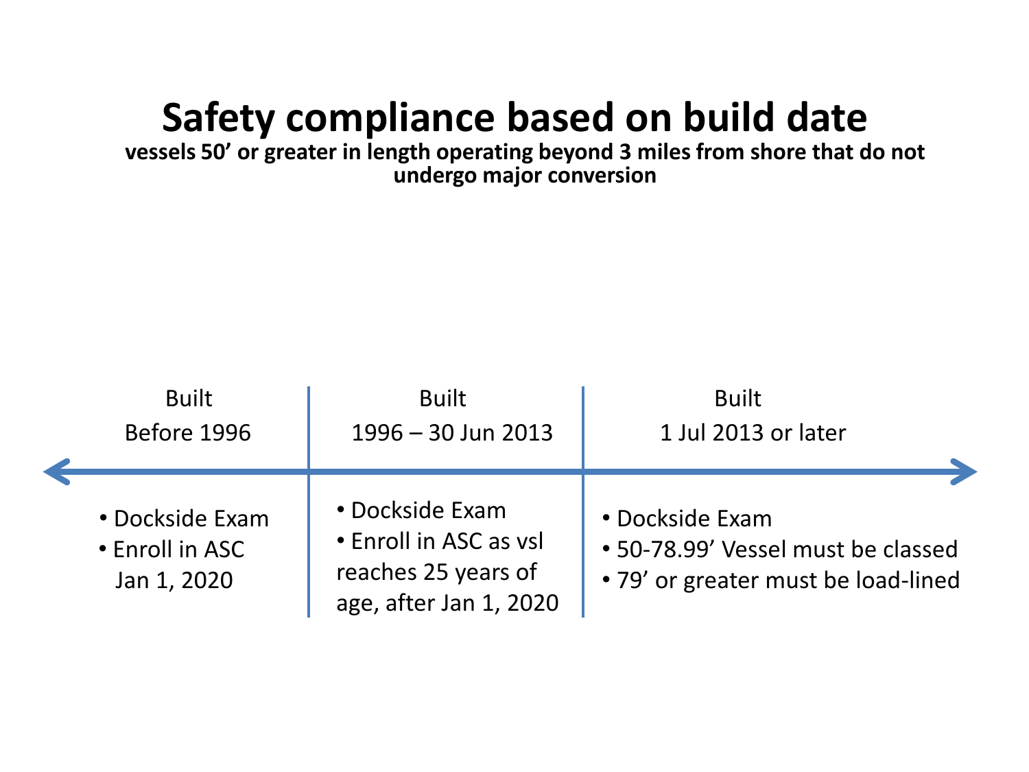# Safety compliance based on build date

**vessels 50' or greater in length operating beyond 3 miles from shore that do not undergo major conversion**

| Built Before 1996 | Built 1996 – 30 Jun 2013 | Built 1 Jul 2013 or later |
| --- | --- | --- |
| • Dockside Exam<br>• Enroll in ASC Jan 1, 2020 | • Dockside Exam<br>• Enroll in ASC as vsl reaches 25 years of age, after Jan 1, 2020 | • Dockside Exam<br>• 50-78.99' Vessel must be classed<br>• 79' or greater must be load-lined |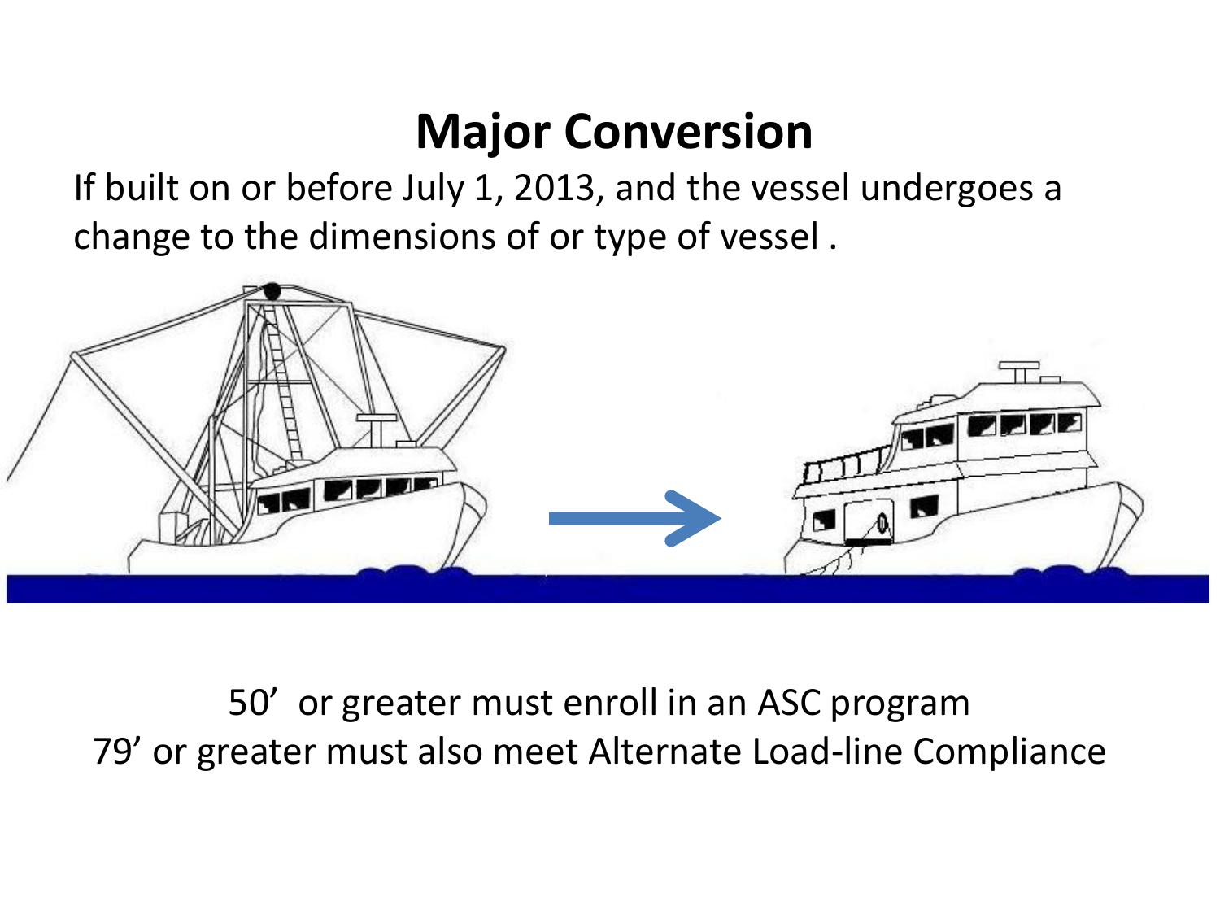# Major Conversion

If built on or before July 1, 2013, and the vessel undergoes a change to the dimensions of or type of vessel .

50' or greater must enroll in an ASC program
79' or greater must also meet Alternate Load-line Compliance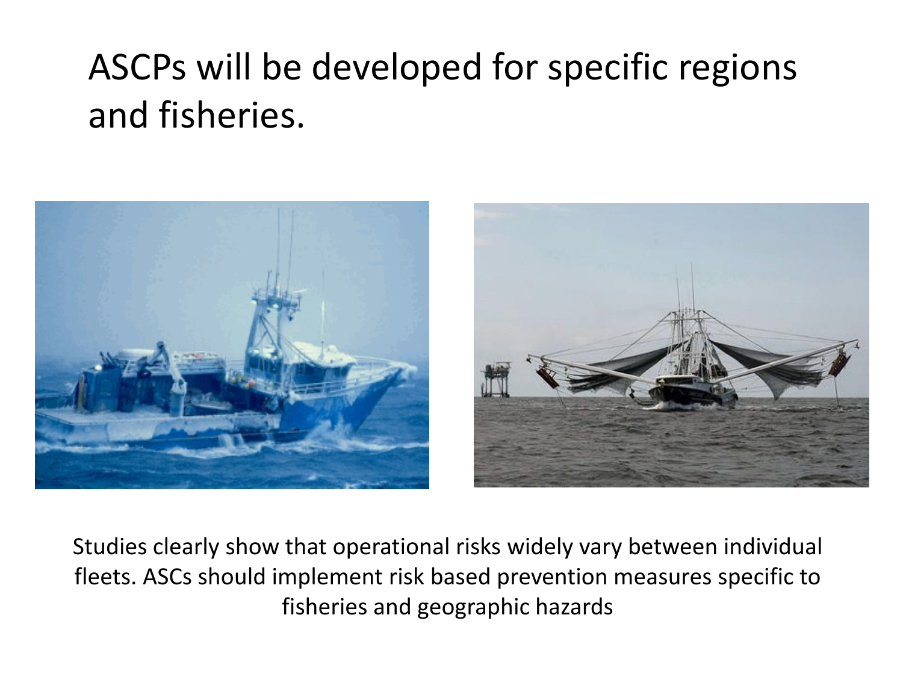# ASCPs will be developed for specific regions and fisheries.

Studies clearly show that operational risks widely vary between individual fleets. ASCs should implement risk based prevention measures specific to fisheries and geographic hazards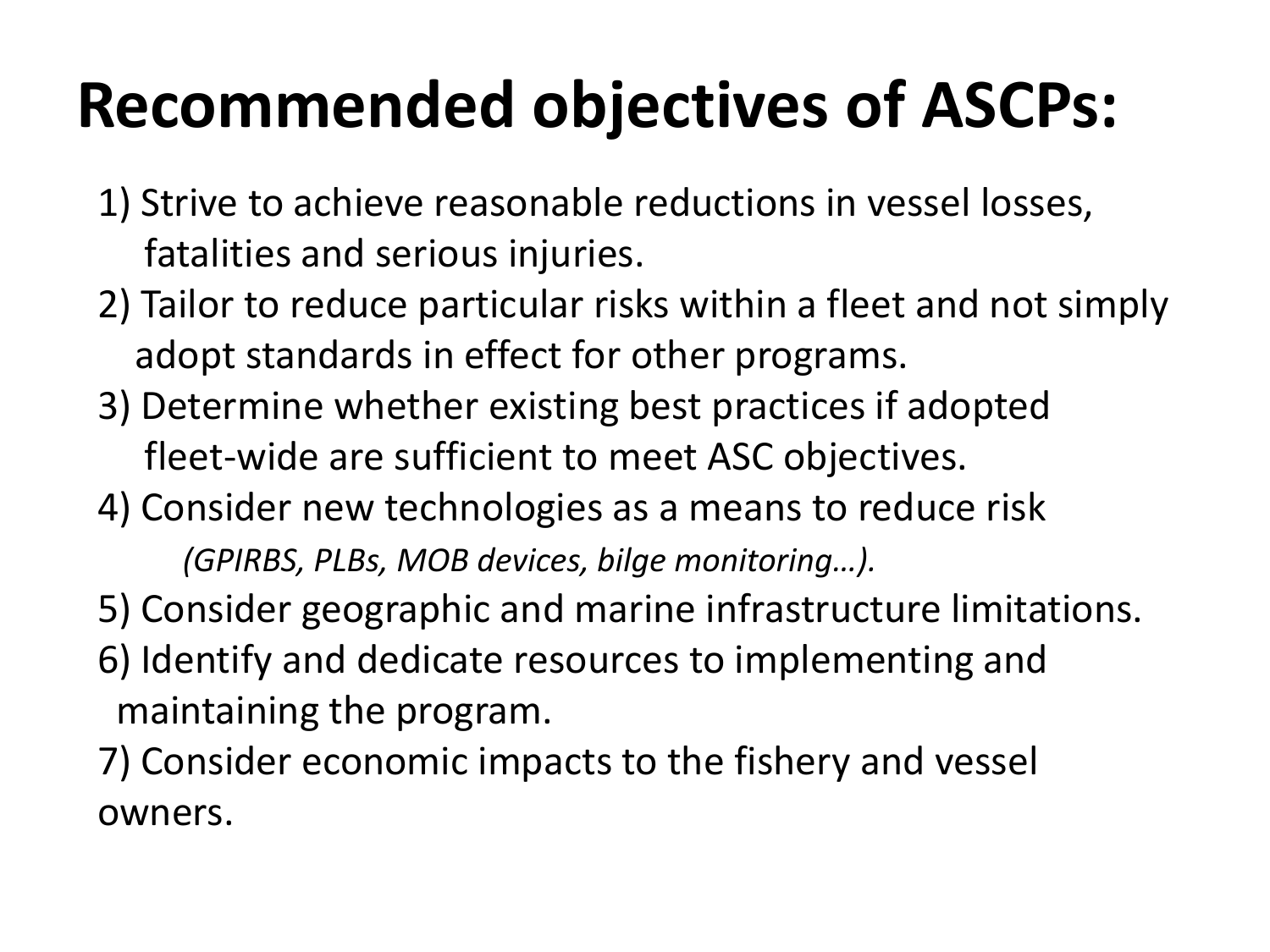# Recommended objectives of ASCPs:

1) Strive to achieve reasonable reductions in vessel losses, fatalities and serious injuries.
2) Tailor to reduce particular risks within a fleet and not simply adopt standards in effect for other programs.
3) Determine whether existing best practices if adopted fleet-wide are sufficient to meet ASC objectives.
4) Consider new technologies as a means to reduce risk *(GPIRBS, PLBs, MOB devices, bilge monitoring…).*
5) Consider geographic and marine infrastructure limitations.
6) Identify and dedicate resources to implementing and maintaining the program.
7) Consider economic impacts to the fishery and vessel owners.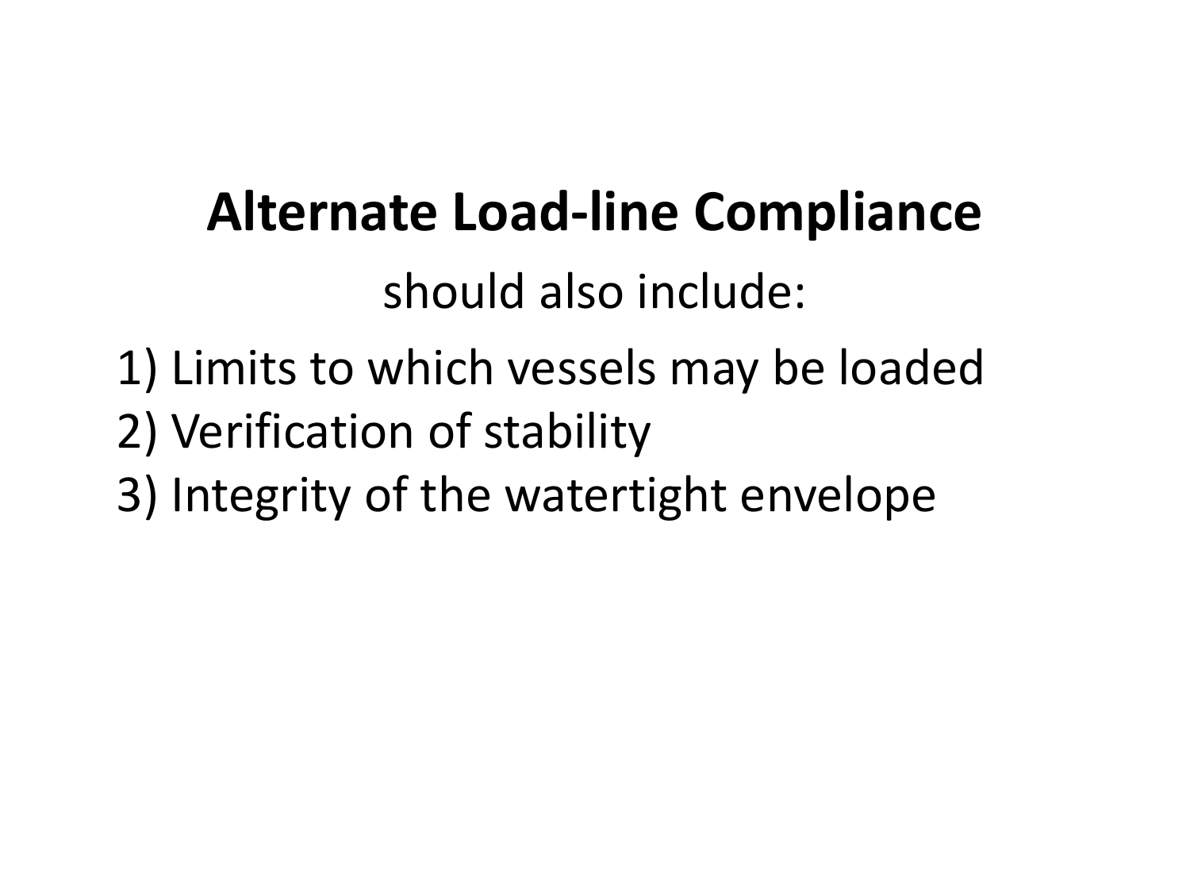# Alternate Load-line Compliance

should also include:

1) Limits to which vessels may be loaded
2) Verification of stability
3) Integrity of the watertight envelope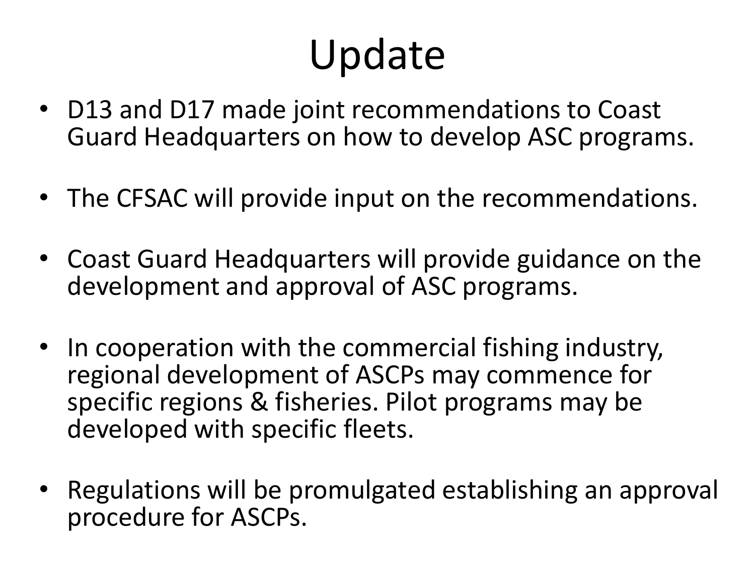# Update

- D13 and D17 made joint recommendations to Coast Guard Headquarters on how to develop ASC programs.
- The CFSAC will provide input on the recommendations.
- Coast Guard Headquarters will provide guidance on the development and approval of ASC programs.
- In cooperation with the commercial fishing industry, regional development of ASCPs may commence for specific regions & fisheries. Pilot programs may be developed with specific fleets.
- Regulations will be promulgated establishing an approval procedure for ASCPs.